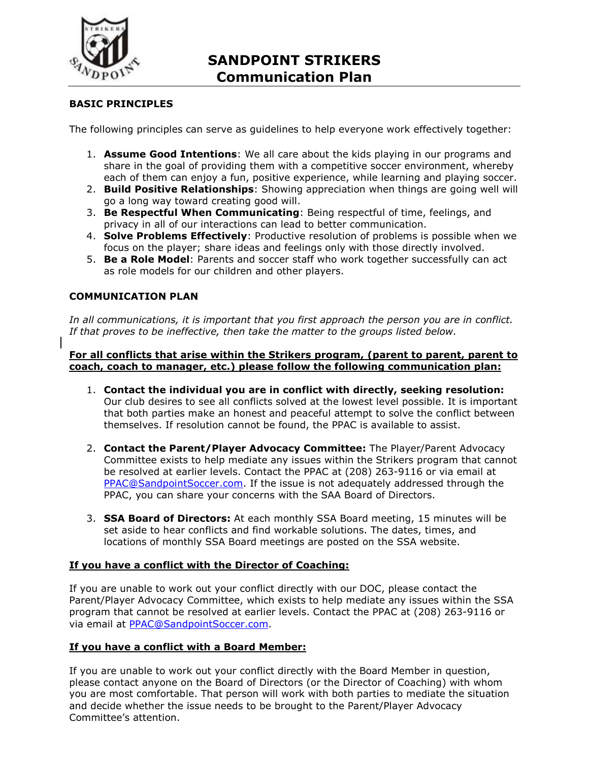# SANDPOINT STRIKERS
# Communication Plan

## BASIC PRINCIPLES

The following principles can serve as guidelines to help everyone work effectively together:

1. **Assume Good Intentions**: We all care about the kids playing in our programs and share in the goal of providing them with a competitive soccer environment, whereby each of them can enjoy a fun, positive experience, while learning and playing soccer.
2. **Build Positive Relationships**: Showing appreciation when things are going well will go a long way toward creating good will.
3. **Be Respectful When Communicating**: Being respectful of time, feelings, and privacy in all of our interactions can lead to better communication.
4. **Solve Problems Effectively**: Productive resolution of problems is possible when we focus on the player; share ideas and feelings only with those directly involved.
5. **Be a Role Model**: Parents and soccer staff who work together successfully can act as role models for our children and other players.

## COMMUNICATION PLAN

*In all communications, it is important that you first approach the person you are in conflict. If that proves to be ineffective, then take the matter to the groups listed below.*

**For all conflicts that arise within the Strikers program, (parent to parent, parent to coach, coach to manager, etc.) please follow the following communication plan:**

1. **Contact the individual you are in conflict with directly, seeking resolution:** Our club desires to see all conflicts solved at the lowest level possible. It is important that both parties make an honest and peaceful attempt to solve the conflict between themselves. If resolution cannot be found, the PPAC is available to assist.

2. **Contact the Parent/Player Advocacy Committee:** The Player/Parent Advocacy Committee exists to help mediate any issues within the Strikers program that cannot be resolved at earlier levels. Contact the PPAC at (208) 263-9116 or via email at PPAC@SandpointSoccer.com. If the issue is not adequately addressed through the PPAC, you can share your concerns with the SAA Board of Directors.

3. **SSA Board of Directors:** At each monthly SSA Board meeting, 15 minutes will be set aside to hear conflicts and find workable solutions. The dates, times, and locations of monthly SSA Board meetings are posted on the SSA website.

**If you have a conflict with the Director of Coaching:**

If you are unable to work out your conflict directly with our DOC, please contact the Parent/Player Advocacy Committee, which exists to help mediate any issues within the SSA program that cannot be resolved at earlier levels. Contact the PPAC at (208) 263-9116 or via email at PPAC@SandpointSoccer.com.

**If you have a conflict with a Board Member:**

If you are unable to work out your conflict directly with the Board Member in question, please contact anyone on the Board of Directors (or the Director of Coaching) with whom you are most comfortable. That person will work with both parties to mediate the situation and decide whether the issue needs to be brought to the Parent/Player Advocacy Committee's attention.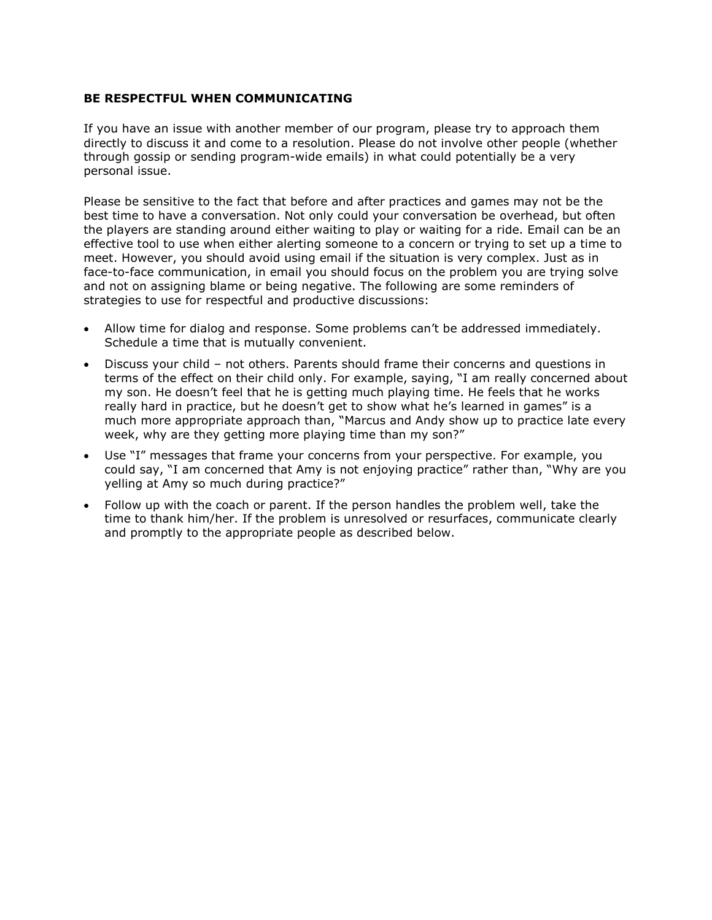**BE RESPECTFUL WHEN COMMUNICATING**

If you have an issue with another member of our program, please try to approach them directly to discuss it and come to a resolution. Please do not involve other people (whether through gossip or sending program-wide emails) in what could potentially be a very personal issue.

Please be sensitive to the fact that before and after practices and games may not be the best time to have a conversation. Not only could your conversation be overhead, but often the players are standing around either waiting to play or waiting for a ride. Email can be an effective tool to use when either alerting someone to a concern or trying to set up a time to meet. However, you should avoid using email if the situation is very complex. Just as in face-to-face communication, in email you should focus on the problem you are trying solve and not on assigning blame or being negative. The following are some reminders of strategies to use for respectful and productive discussions:

- Allow time for dialog and response. Some problems can't be addressed immediately. Schedule a time that is mutually convenient.
- Discuss your child – not others. Parents should frame their concerns and questions in terms of the effect on their child only. For example, saying, "I am really concerned about my son. He doesn't feel that he is getting much playing time. He feels that he works really hard in practice, but he doesn't get to show what he's learned in games" is a much more appropriate approach than, "Marcus and Andy show up to practice late every week, why are they getting more playing time than my son?"
- Use "I" messages that frame your concerns from your perspective. For example, you could say, "I am concerned that Amy is not enjoying practice" rather than, "Why are you yelling at Amy so much during practice?"
- Follow up with the coach or parent. If the person handles the problem well, take the time to thank him/her. If the problem is unresolved or resurfaces, communicate clearly and promptly to the appropriate people as described below.